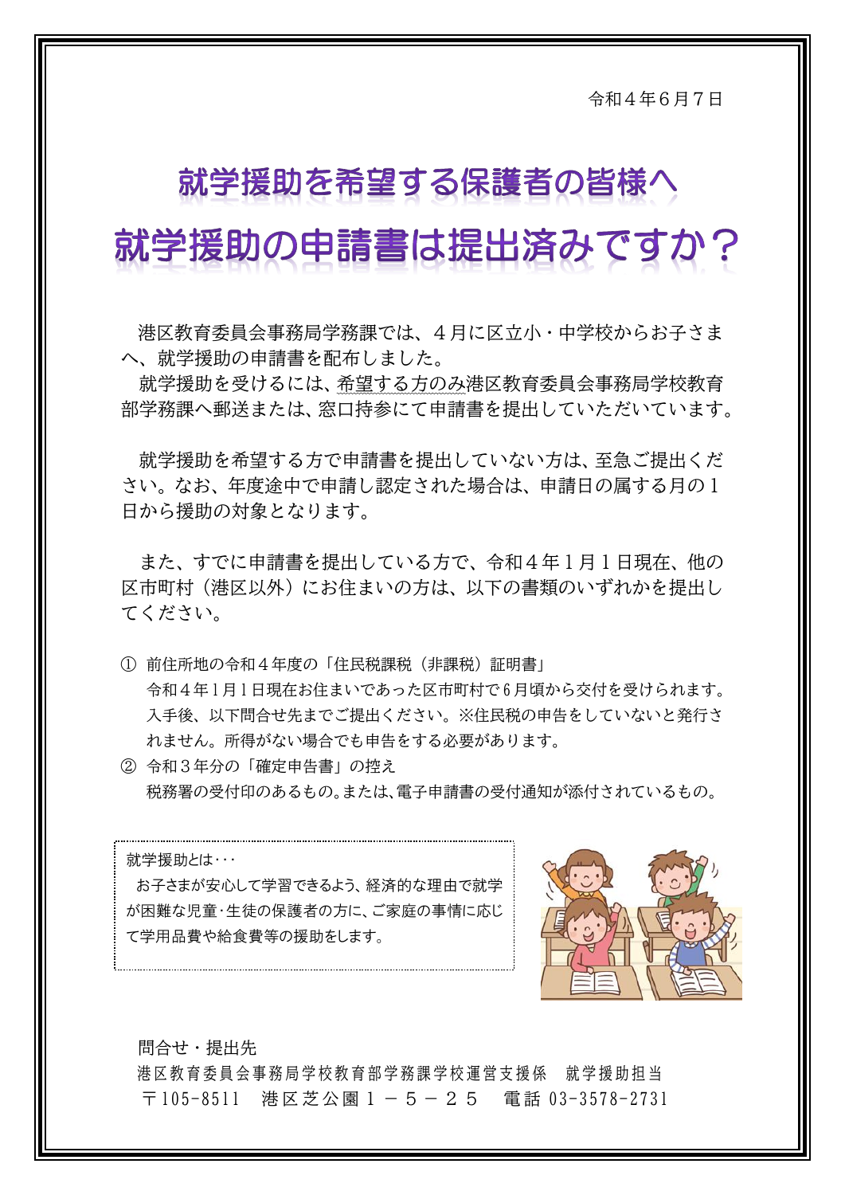令和４年６月７日

# 就学援助を希望する保護者の皆様へ

# 就学援助の申請書は提出済みですか？

港区教育委員会事務局学務課では、４月に区立小・中学校からお子さまへ、就学援助の申請書を配布しました。

就学援助を受けるには、希望する方のみ港区教育委員会事務局学校教育部学務課へ郵送または、窓口持参にて申請書を提出していただいています。

就学援助を希望する方で申請書を提出していない方は、至急ご提出ください。なお、年度途中で申請し認定された場合は、申請日の属する月の１日から援助の対象となります。

また、すでに申請書を提出している方で、令和４年１月１日現在、他の区市町村（港区以外）にお住まいの方は、以下の書類のいずれかを提出してください。

① 前住所地の令和４年度の「住民税課税（非課税）証明書」
　令和４年1月1日現在お住まいであった区市町村で6月頃から交付を受けられます。入手後、以下問合せ先までご提出ください。※住民税の申告をしていないと発行されません。所得がない場合でも申告をする必要があります。

② 令和３年分の「確定申告書」の控え
　税務署の受付印のあるもの。または、電子申請書の受付通知が添付されているもの。

就学援助とは・・・
お子さまが安心して学習できるよう、経済的な理由で就学が困難な児童･生徒の保護者の方に、ご家庭の事情に応じて学用品費や給食費等の援助をします。

問合せ・提出先
港区教育委員会事務局学校教育部学務課学校運営支援係　就学援助担当
〒105-8511　港区芝公園１－５－２５　電話 03-3578-2731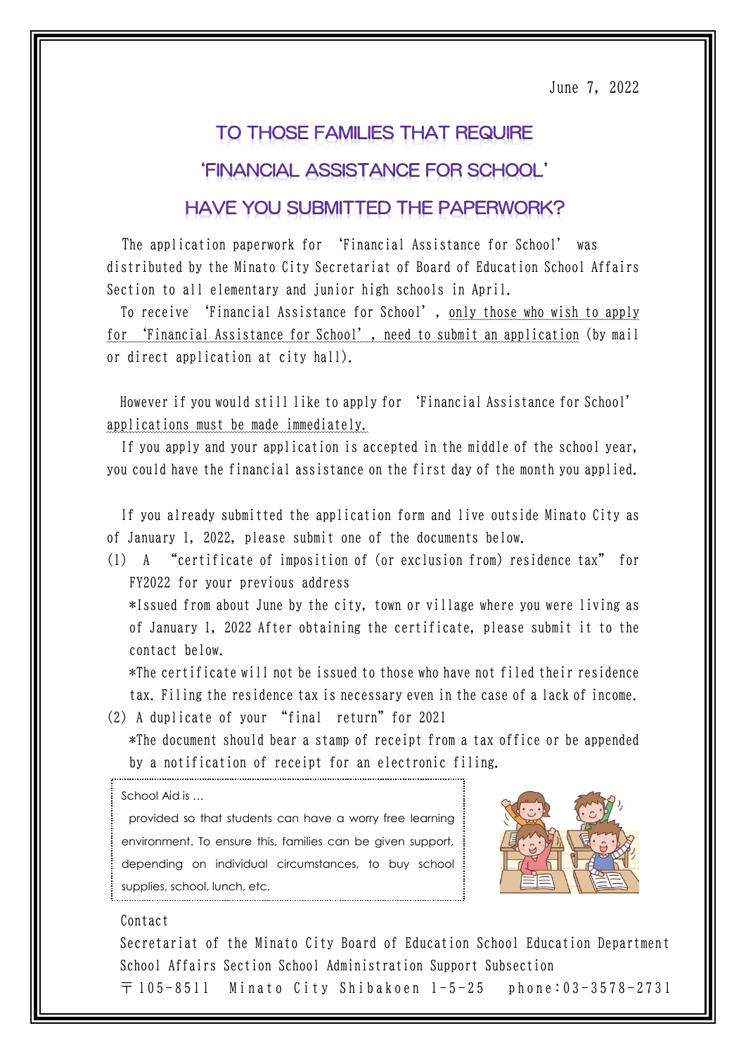June 7, 2022

# TO THOSE FAMILIES THAT REQUIRE 'FINANCIAL ASSISTANCE FOR SCHOOL' HAVE YOU SUBMITTED THE PAPERWORK?

The application paperwork for 'Financial Assistance for School' was distributed by the Minato City Secretariat of Board of Education School Affairs Section to all elementary and junior high schools in April.

To receive 'Financial Assistance for School', only those who wish to apply for 'Financial Assistance for School', need to submit an application (by mail or direct application at city hall).

However if you would still like to apply for 'Financial Assistance for School' applications must be made immediately.

If you apply and your application is accepted in the middle of the school year, you could have the financial assistance on the first day of the month you applied.

If you already submitted the application form and live outside Minato City as of January 1, 2022, please submit one of the documents below.

(1) A "certificate of imposition of (or exclusion from) residence tax" for FY2022 for your previous address

*Issued from about June by the city, town or village where you were living as of January 1, 2022 After obtaining the certificate, please submit it to the contact below.

*The certificate will not be issued to those who have not filed their residence tax. Filing the residence tax is necessary even in the case of a lack of income.

(2) A duplicate of your "final return" for 2021

*The document should bear a stamp of receipt from a tax office or be appended by a notification of receipt for an electronic filing.

School Aid is …

provided so that students can have a worry free learning environment. To ensure this, families can be given support, depending on individual circumstances, to buy school supplies, school, lunch, etc.

Contact

Secretariat of the Minato City Board of Education School Education Department School Affairs Section School Administration Support Subsection

〒105-8511 Minato City Shibakoen 1-5-25 phone:03-3578-2731